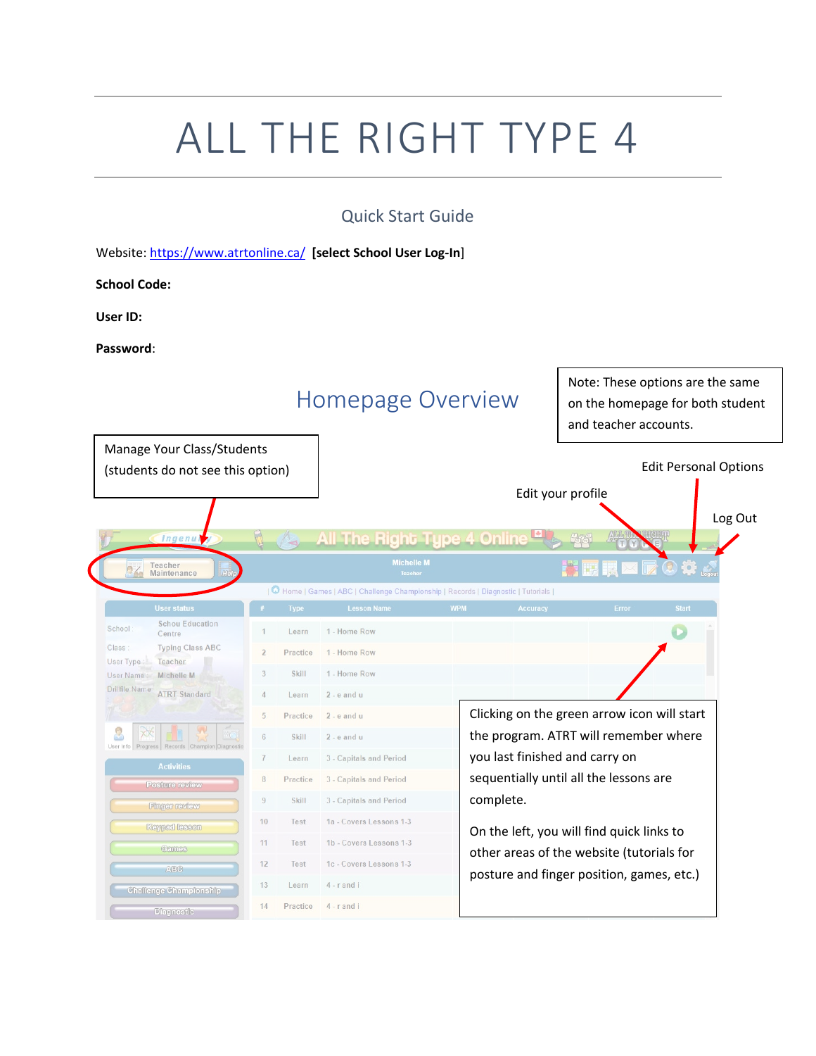# ALL THE RIGHT TYPE 4

## Quick Start Guide

Website: https://www.atrtonline.ca/ **[select School User Log-In**]

**School Code:**

**User ID:**

**Password**:

## Homepage Overview

Note: These options are the same on the homepage for both student and teacher accounts.

Manage Your Class/Students (students do not see this option)

Edit Personal Options

Edit your profile

Log Out

Clicking on the green arrow icon will start the program. ATRT will remember where you last finished and carry on sequentially until all the lessons are complete.

On the left, you will find quick links to other areas of the website (tutorials for posture and finger position, games, etc.)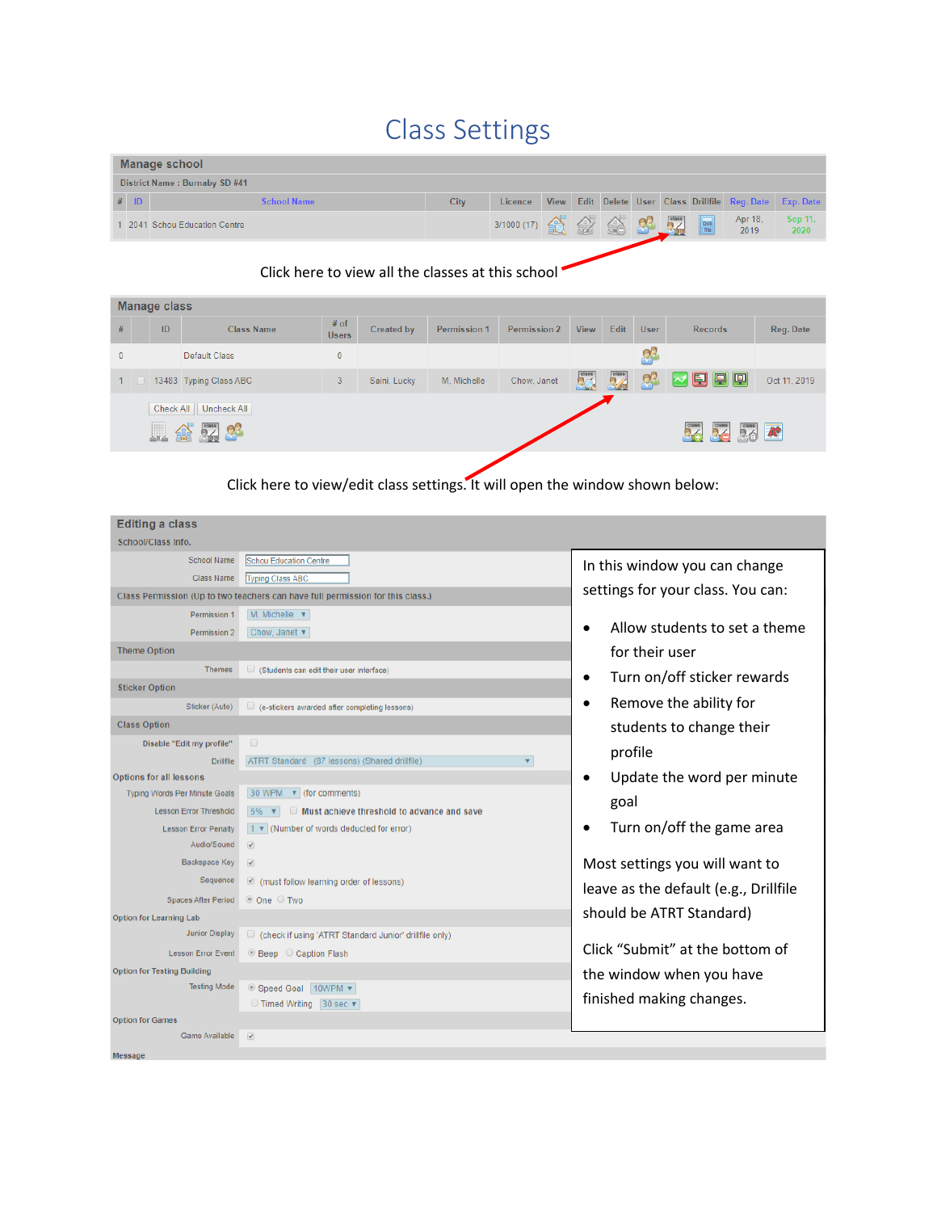# Class Settings

**Manage school**

District Name : Burnaby SD #41

| # | ID | School Name | City | Licence | View | Edit | Delete | User | Class | Drillfile | Reg. Date | Exp. Date |
|---|---|---|---|---|---|---|---|---|---|---|---|---|
| 1 | 2041 | Schou Education Centre | | 3/1000 (17) | | | | | | | Apr 18, 2019 | Sep 11, 2020 |

Click here to view all the classes at this school

**Manage class**

| # | | ID | Class Name | # of Users | Created by | Permission 1 | Permission 2 | View | Edit | User | Records | Reg. Date |
|---|---|---|---|---|---|---|---|---|---|---|---|---|
| 0 | | | Default Class | 0 | | | | | | | | |
| 1 | | 13483 | Typing Class ABC | 3 | Saini, Lucky | M, Michelle | Chow, Janet | | | | | Oct 11, 2019 |

Check All | Uncheck All

Click here to view/edit class settings. It will open the window shown below:

**Editing a class**

School/Class Info.

School Name: Schou Education Centre

Class Name: Typing Class ABC

Class Permission (Up to two teachers can have full permission for this class.)

Permission 1: M, Michelle

Permission 2: Chow, Janet

Theme Option

Themes: (Students can edit their user interface)

Sticker Option

Sticker (Auto): (e-stickers awarded after completing lessons)

Class Option

Disable "Edit my profile"

Drilfile: ATRT Standard (87 lessons) (Shared drillfile)

Options for all lessons

Typing Words Per Minute Goals: 30 WPM (for comments)

Lesson Error Threshold: 5% Must achieve threshold to advance and save

Lesson Error Penalty: 1 (Number of words deducted for error)

Audio/Sound

Backspace Key

Sequence: (must follow learning order of lessons)

Spaces After Period: One Two

Option for Learning Lab

Junior Display: (check if using 'ATRT Standard Junior' drillfile only)

Lesson Error Event: Beep Caption Flash

Option for Testing Building

Testing Mode: Speed Goal 10WPM; Timed Writing 30 sec

Option for Games

Game Available

Message

In this window you can change settings for your class. You can:

- Allow students to set a theme for their user
- Turn on/off sticker rewards
- Remove the ability for students to change their profile
- Update the word per minute goal
- Turn on/off the game area

Most settings you will want to leave as the default (e.g., Drillfile should be ATRT Standard)

Click "Submit" at the bottom of the window when you have finished making changes.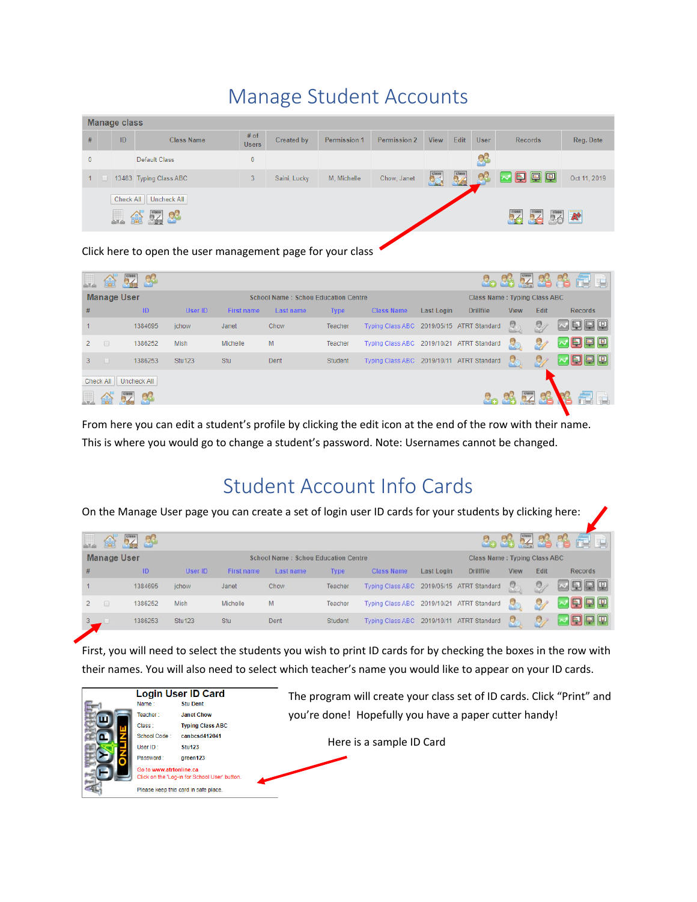# Manage Student Accounts

| # | | ID | Class Name | # of Users | Created by | Permission 1 | Permission 2 | View | Edit | User | Records | Reg. Date |
|---|---|---|---|---|---|---|---|---|---|---|---|---|
| 0 | | | Default Class | 0 | | | | | | | | |
| 1 | | 13483 | Typing Class ABC | 3 | Saini, Lucky | M, Michelle | Chow, Janet | | | | | Oct 11, 2019 |

Check All | Uncheck All

Click here to open the user management page for your class

Manage User — School Name : Schou Education Centre — Class Name : Typing Class ABC

| # | | ID | User ID | First name | Last name | Type | Class Name | Last Login | Drillfile | View | Edit | Records |
|---|---|---|---|---|---|---|---|---|---|---|---|---|
| 1 | | 1384695 | jchow | Janet | Chow | Teacher | Typing Class ABC | 2019/05/15 | ATRT Standard | | | |
| 2 | | 1386252 | Mish | Michelle | M | Teacher | Typing Class ABC | 2019/10/21 | ATRT Standard | | | |
| 3 | | 1386253 | Stu123 | Stu | Dent | Student | Typing Class ABC | 2019/10/11 | ATRT Standard | | | |

Check All | Uncheck All

From here you can edit a student's profile by clicking the edit icon at the end of the row with their name. This is where you would go to change a student's password. Note: Usernames cannot be changed.

# Student Account Info Cards

On the Manage User page you can create a set of login user ID cards for your students by clicking here:

Manage User — School Name : Schou Education Centre — Class Name : Typing Class ABC

| # | | ID | User ID | First name | Last name | Type | Class Name | Last Login | Drillfile | View | Edit | Records |
|---|---|---|---|---|---|---|---|---|---|---|---|---|
| 1 | | 1384695 | jchow | Janet | Chow | Teacher | Typing Class ABC | 2019/05/15 | ATRT Standard | | | |
| 2 | | 1386252 | Mish | Michelle | M | Teacher | Typing Class ABC | 2019/10/21 | ATRT Standard | | | |
| 3 | | 1386253 | Stu123 | Stu | Dent | Student | Typing Class ABC | 2019/10/11 | ATRT Standard | | | |

First, you will need to select the students you wish to print ID cards for by checking the boxes in the row with their names. You will also need to select which teacher's name you would like to appear on your ID cards.

**Login User ID Card**

| | |
|---|---|
| Name : | Stu Dent |
| Teacher : | Janet Chow |
| Class : | Typing Class ABC |
| School Code : | canbcsd412041 |
| User ID : | Stu123 |
| Password : | green123 |

Go to www.atrtonline.ca
Click on the 'Log-in for School User' button.

Please keep this card in safe place.

The program will create your class set of ID cards. Click "Print" and you're done! Hopefully you have a paper cutter handy!

Here is a sample ID Card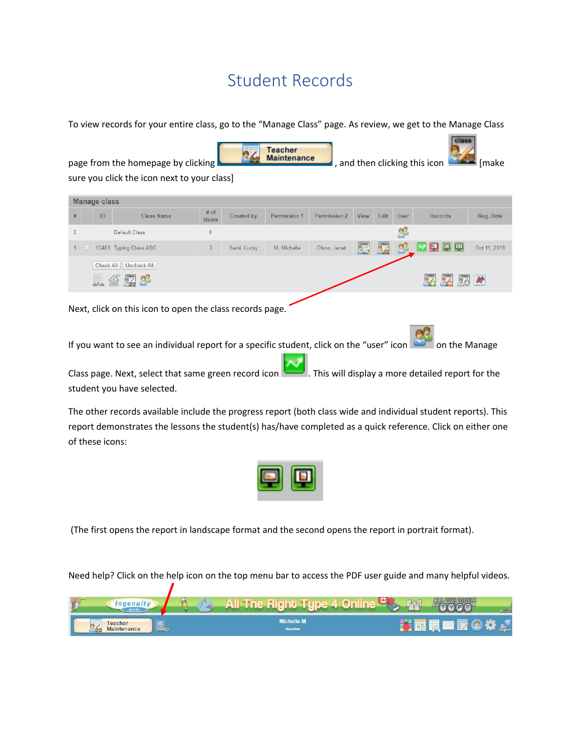# Student Records

To view records for your entire class, go to the "Manage Class" page. As review, we get to the Manage Class page from the homepage by clicking [Teacher Maintenance], and then clicking this icon [make sure you click the icon next to your class]

| # | | ID | Class Name | # of Users | Created by | Permission 1 | Permission 2 | View | Edit | User | Records | Reg. Date |
|---|---|---|---|---|---|---|---|---|---|---|---|---|
| 0 | | | Default Class | 0 | | | | | | | | |
| 1 | | 13483 | Typing Class ABC | 3 | Saini, Lucky | M, Michelle | Chow, Janet | | | | | Oct 11, 2019 |

Check All | Uncheck All

Next, click on this icon to open the class records page.

If you want to see an individual report for a specific student, click on the "user" icon on the Manage Class page. Next, select that same green record icon. This will display a more detailed report for the student you have selected.

The other records available include the progress report (both class wide and individual student reports). This report demonstrates the lessons the student(s) has/have completed as a quick reference. Click on either one of these icons:

(The first opens the report in landscape format and the second opens the report in portrait format).

Need help? Click on the help icon on the top menu bar to access the PDF user guide and many helpful videos.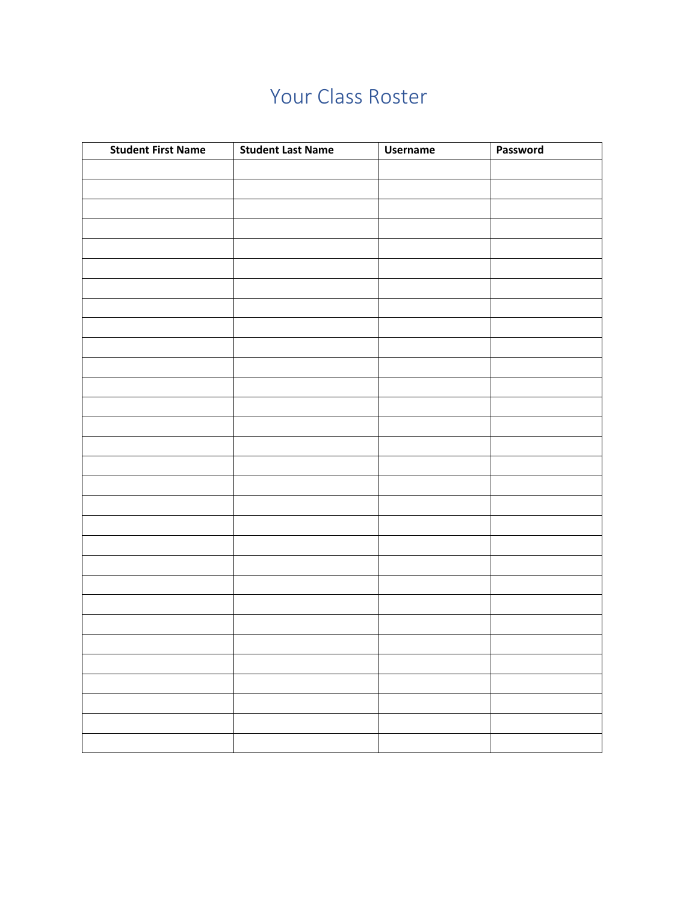# Your Class Roster

| Student First Name | Student Last Name | Username | Password |
|---|---|---|---|
| | | | |
| | | | |
| | | | |
| | | | |
| | | | |
| | | | |
| | | | |
| | | | |
| | | | |
| | | | |
| | | | |
| | | | |
| | | | |
| | | | |
| | | | |
| | | | |
| | | | |
| | | | |
| | | | |
| | | | |
| | | | |
| | | | |
| | | | |
| | | | |
| | | | |
| | | | |
| | | | |
| | | | |
| | | | |
| | | | |